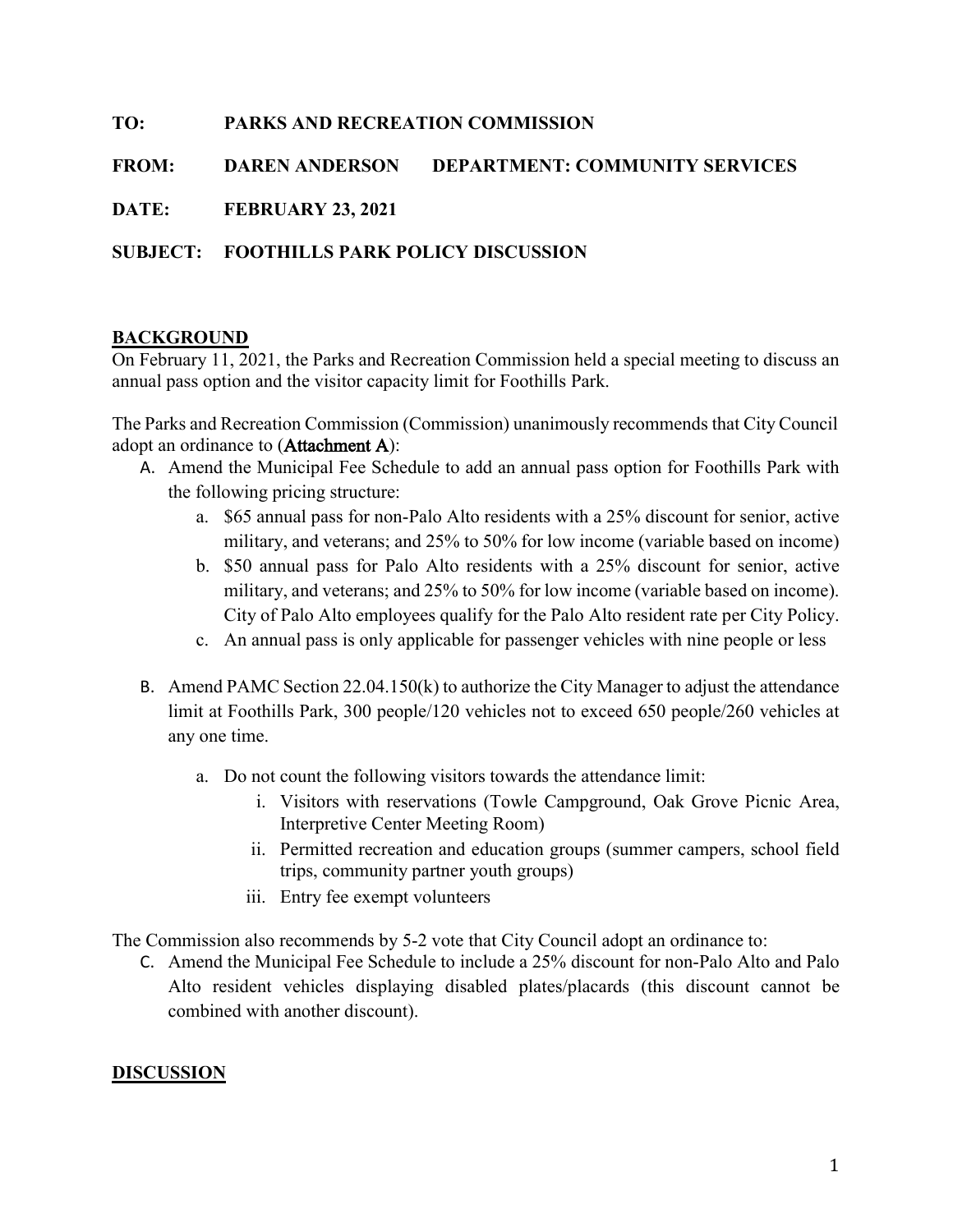**TO: PARKS AND RECREATION COMMISSION**

**FROM: DAREN ANDERSON DEPARTMENT: COMMUNITY SERVICES**

**DATE: FEBRUARY 23, 2021**

**SUBJECT: FOOTHILLS PARK POLICY DISCUSSION**

## BACKGROUND

On February 11, 2021, the Parks and Recreation Commission held a special meeting to discuss an annual pass option and the visitor capacity limit for Foothills Park.

The Parks and Recreation Commission (Commission) unanimously recommends that City Council adopt an ordinance to (**Attachment A**):

A. Amend the Municipal Fee Schedule to add an annual pass option for Foothills Park with the following pricing structure:
   a. $65 annual pass for non-Palo Alto residents with a 25% discount for senior, active military, and veterans; and 25% to 50% for low income (variable based on income)
   b. $50 annual pass for Palo Alto residents with a 25% discount for senior, active military, and veterans; and 25% to 50% for low income (variable based on income). City of Palo Alto employees qualify for the Palo Alto resident rate per City Policy.
   c. An annual pass is only applicable for passenger vehicles with nine people or less

B. Amend PAMC Section 22.04.150(k) to authorize the City Manager to adjust the attendance limit at Foothills Park, 300 people/120 vehicles not to exceed 650 people/260 vehicles at any one time.
   a. Do not count the following visitors towards the attendance limit:
      i. Visitors with reservations (Towle Campground, Oak Grove Picnic Area, Interpretive Center Meeting Room)
      ii. Permitted recreation and education groups (summer campers, school field trips, community partner youth groups)
      iii. Entry fee exempt volunteers

The Commission also recommends by 5-2 vote that City Council adopt an ordinance to:

C. Amend the Municipal Fee Schedule to include a 25% discount for non-Palo Alto and Palo Alto resident vehicles displaying disabled plates/placards (this discount cannot be combined with another discount).

## DISCUSSION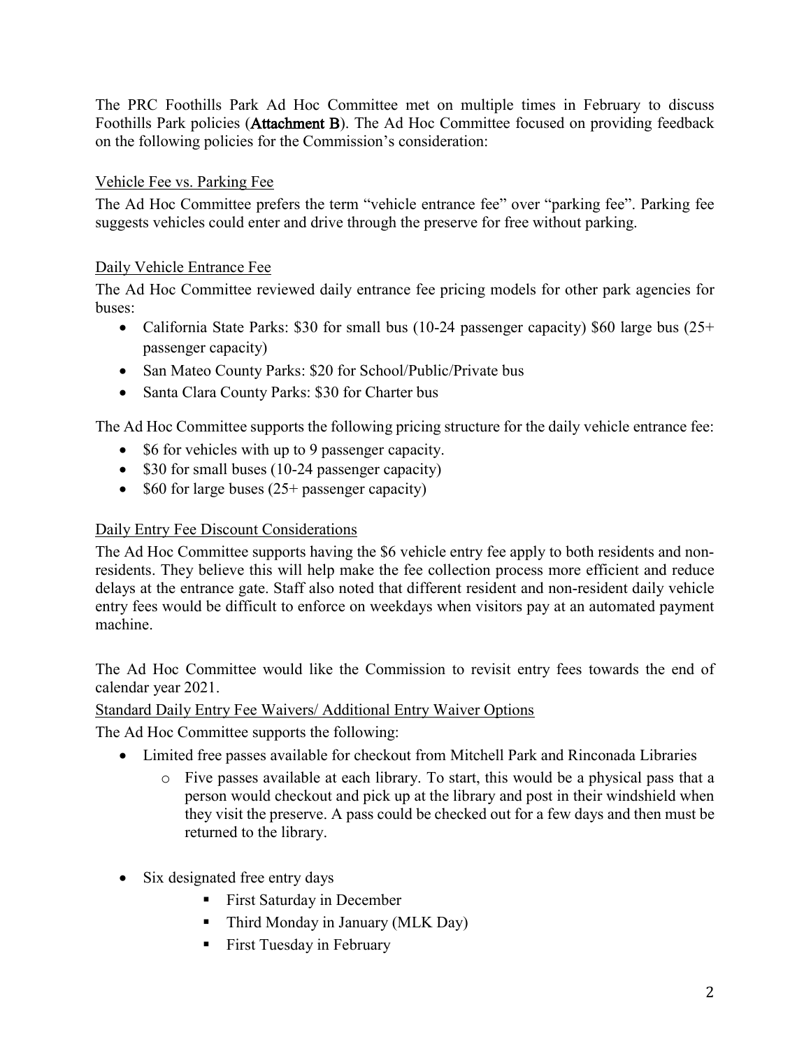The PRC Foothills Park Ad Hoc Committee met on multiple times in February to discuss Foothills Park policies (**Attachment B**). The Ad Hoc Committee focused on providing feedback on the following policies for the Commission's consideration:

<u>Vehicle Fee vs. Parking Fee</u>

The Ad Hoc Committee prefers the term "vehicle entrance fee" over "parking fee". Parking fee suggests vehicles could enter and drive through the preserve for free without parking.

<u>Daily Vehicle Entrance Fee</u>

The Ad Hoc Committee reviewed daily entrance fee pricing models for other park agencies for buses:

- California State Parks: $30 for small bus (10-24 passenger capacity) $60 large bus (25+ passenger capacity)
- San Mateo County Parks: $20 for School/Public/Private bus
- Santa Clara County Parks: $30 for Charter bus

The Ad Hoc Committee supports the following pricing structure for the daily vehicle entrance fee:

- $6 for vehicles with up to 9 passenger capacity.
- $30 for small buses (10-24 passenger capacity)
- $60 for large buses (25+ passenger capacity)

<u>Daily Entry Fee Discount Considerations</u>

The Ad Hoc Committee supports having the $6 vehicle entry fee apply to both residents and non-residents. They believe this will help make the fee collection process more efficient and reduce delays at the entrance gate. Staff also noted that different resident and non-resident daily vehicle entry fees would be difficult to enforce on weekdays when visitors pay at an automated payment machine.

The Ad Hoc Committee would like the Commission to revisit entry fees towards the end of calendar year 2021.

<u>Standard Daily Entry Fee Waivers/ Additional Entry Waiver Options</u>

The Ad Hoc Committee supports the following:

- Limited free passes available for checkout from Mitchell Park and Rinconada Libraries
  - Five passes available at each library. To start, this would be a physical pass that a person would checkout and pick up at the library and post in their windshield when they visit the preserve. A pass could be checked out for a few days and then must be returned to the library.

- Six designated free entry days
  - First Saturday in December
  - Third Monday in January (MLK Day)
  - First Tuesday in February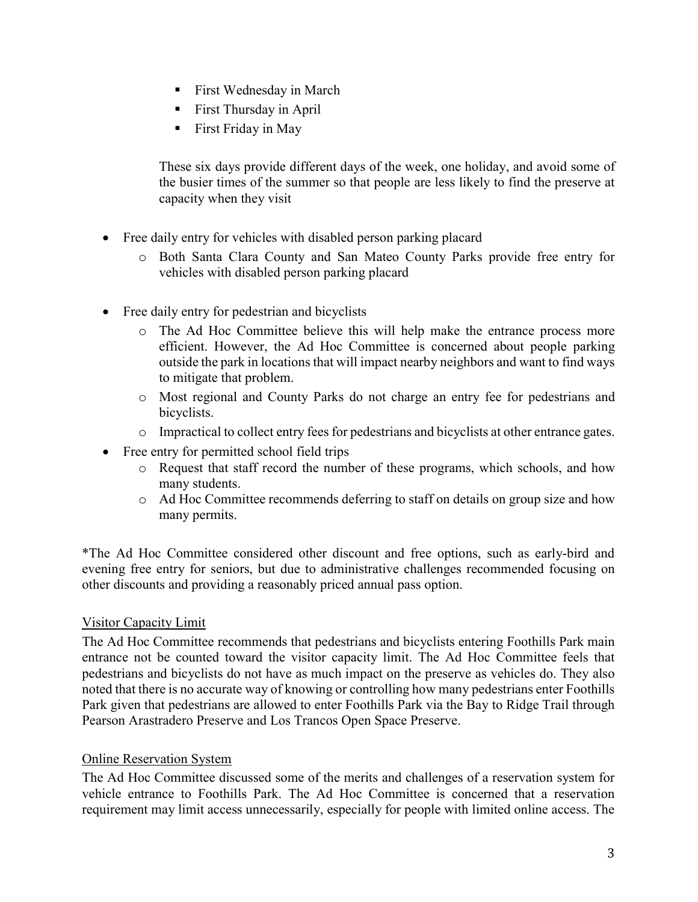- First Wednesday in March
    - First Thursday in April
    - First Friday in May

  These six days provide different days of the week, one holiday, and avoid some of the busier times of the summer so that people are less likely to find the preserve at capacity when they visit

- Free daily entry for vehicles with disabled person parking placard
  - Both Santa Clara County and San Mateo County Parks provide free entry for vehicles with disabled person parking placard

- Free daily entry for pedestrian and bicyclists
  - The Ad Hoc Committee believe this will help make the entrance process more efficient. However, the Ad Hoc Committee is concerned about people parking outside the park in locations that will impact nearby neighbors and want to find ways to mitigate that problem.
  - Most regional and County Parks do not charge an entry fee for pedestrians and bicyclists.
  - Impractical to collect entry fees for pedestrians and bicyclists at other entrance gates.
- Free entry for permitted school field trips
  - Request that staff record the number of these programs, which schools, and how many students.
  - Ad Hoc Committee recommends deferring to staff on details on group size and how many permits.

*The Ad Hoc Committee considered other discount and free options, such as early-bird and evening free entry for seniors, but due to administrative challenges recommended focusing on other discounts and providing a reasonably priced annual pass option.

<u>Visitor Capacity Limit</u>

The Ad Hoc Committee recommends that pedestrians and bicyclists entering Foothills Park main entrance not be counted toward the visitor capacity limit. The Ad Hoc Committee feels that pedestrians and bicyclists do not have as much impact on the preserve as vehicles do. They also noted that there is no accurate way of knowing or controlling how many pedestrians enter Foothills Park given that pedestrians are allowed to enter Foothills Park via the Bay to Ridge Trail through Pearson Arastradero Preserve and Los Trancos Open Space Preserve.

<u>Online Reservation System</u>

The Ad Hoc Committee discussed some of the merits and challenges of a reservation system for vehicle entrance to Foothills Park. The Ad Hoc Committee is concerned that a reservation requirement may limit access unnecessarily, especially for people with limited online access. The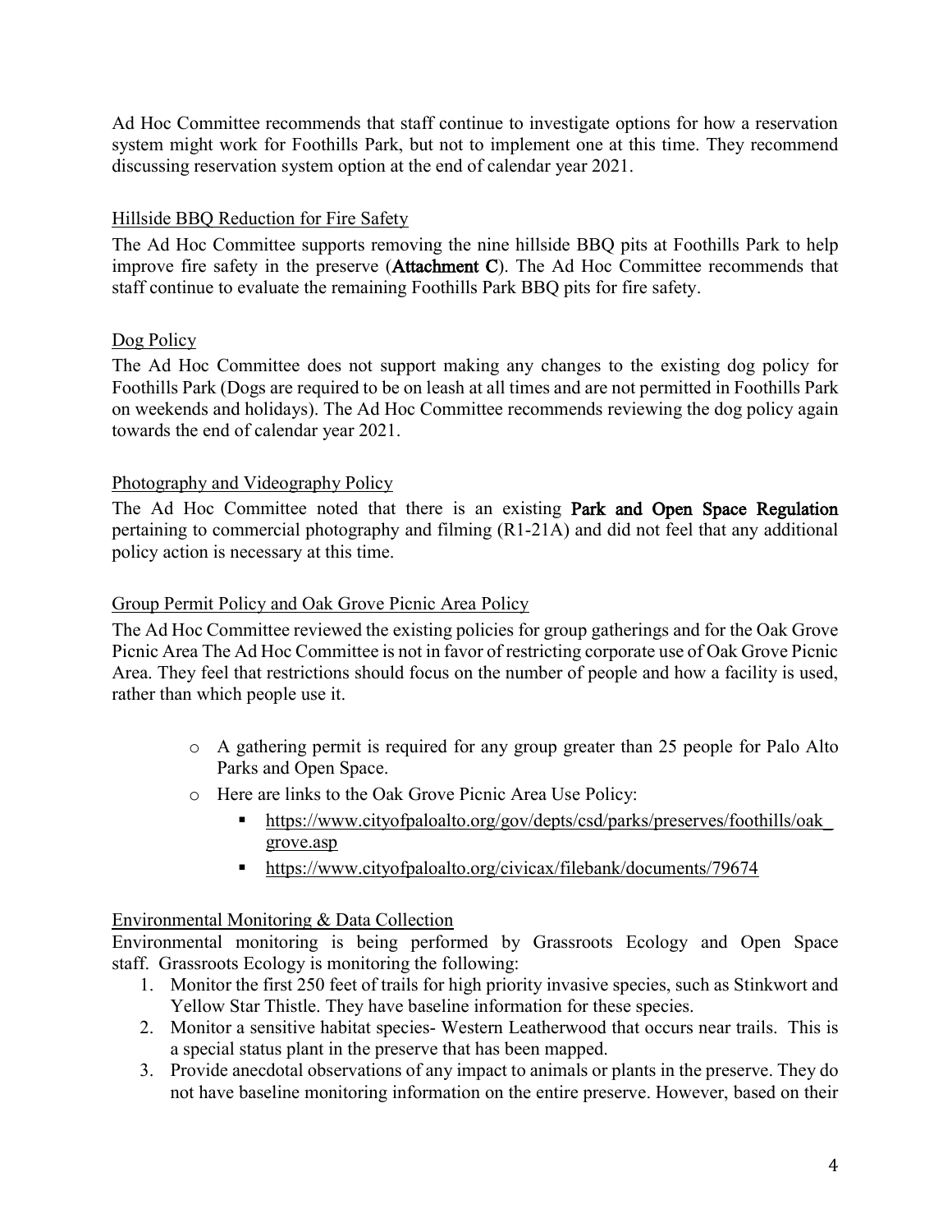Ad Hoc Committee recommends that staff continue to investigate options for how a reservation system might work for Foothills Park, but not to implement one at this time. They recommend discussing reservation system option at the end of calendar year 2021.

<u>Hillside BBQ Reduction for Fire Safety</u>

The Ad Hoc Committee supports removing the nine hillside BBQ pits at Foothills Park to help improve fire safety in the preserve (**Attachment C**). The Ad Hoc Committee recommends that staff continue to evaluate the remaining Foothills Park BBQ pits for fire safety.

<u>Dog Policy</u>

The Ad Hoc Committee does not support making any changes to the existing dog policy for Foothills Park (Dogs are required to be on leash at all times and are not permitted in Foothills Park on weekends and holidays). The Ad Hoc Committee recommends reviewing the dog policy again towards the end of calendar year 2021.

<u>Photography and Videography Policy</u>

The Ad Hoc Committee noted that there is an existing **Park and Open Space Regulation** pertaining to commercial photography and filming (R1-21A) and did not feel that any additional policy action is necessary at this time.

<u>Group Permit Policy and Oak Grove Picnic Area Policy</u>

The Ad Hoc Committee reviewed the existing policies for group gatherings and for the Oak Grove Picnic Area The Ad Hoc Committee is not in favor of restricting corporate use of Oak Grove Picnic Area. They feel that restrictions should focus on the number of people and how a facility is used, rather than which people use it.

- A gathering permit is required for any group greater than 25 people for Palo Alto Parks and Open Space.
- Here are links to the Oak Grove Picnic Area Use Policy:
  - https://www.cityofpaloalto.org/gov/depts/csd/parks/preserves/foothills/oak_grove.asp
  - https://www.cityofpaloalto.org/civicax/filebank/documents/79674

<u>Environmental Monitoring & Data Collection</u>

Environmental monitoring is being performed by Grassroots Ecology and Open Space staff. Grassroots Ecology is monitoring the following:

1. Monitor the first 250 feet of trails for high priority invasive species, such as Stinkwort and Yellow Star Thistle. They have baseline information for these species.
2. Monitor a sensitive habitat species- Western Leatherwood that occurs near trails. This is a special status plant in the preserve that has been mapped.
3. Provide anecdotal observations of any impact to animals or plants in the preserve. They do not have baseline monitoring information on the entire preserve. However, based on their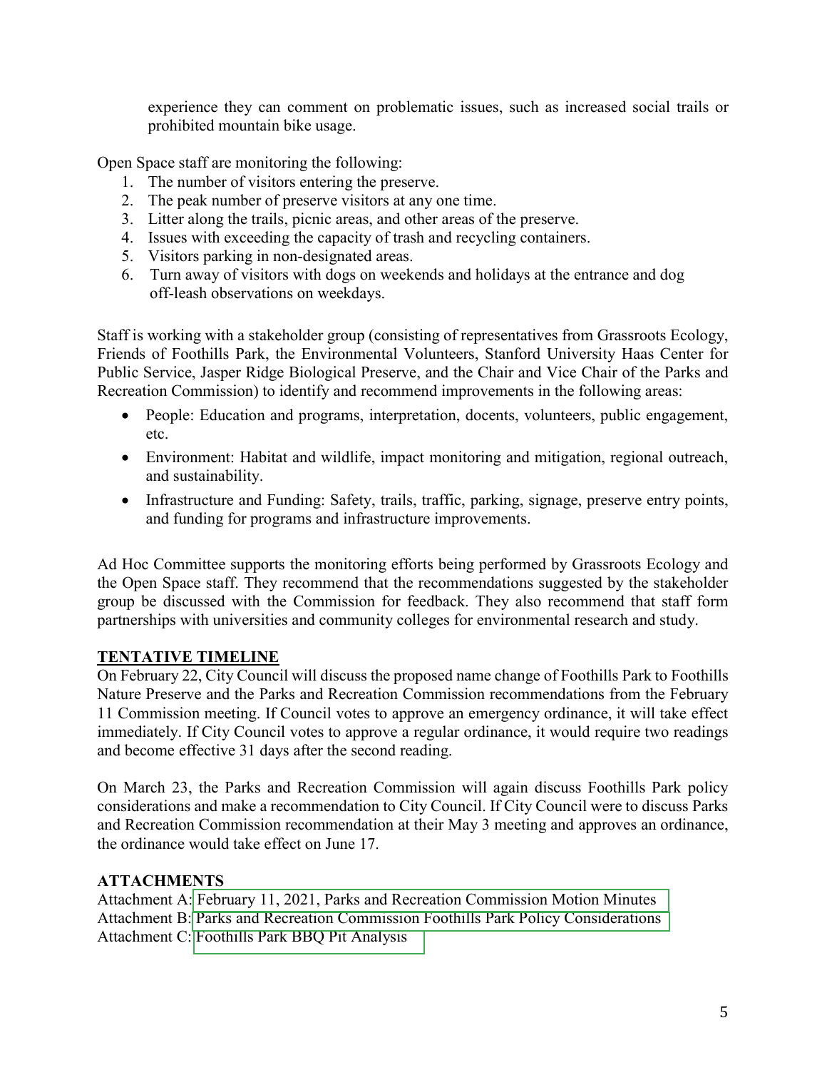experience they can comment on problematic issues, such as increased social trails or prohibited mountain bike usage.

Open Space staff are monitoring the following:

1. The number of visitors entering the preserve.
2. The peak number of preserve visitors at any one time.
3. Litter along the trails, picnic areas, and other areas of the preserve.
4. Issues with exceeding the capacity of trash and recycling containers.
5. Visitors parking in non-designated areas.
6. Turn away of visitors with dogs on weekends and holidays at the entrance and dog off-leash observations on weekdays.

Staff is working with a stakeholder group (consisting of representatives from Grassroots Ecology, Friends of Foothills Park, the Environmental Volunteers, Stanford University Haas Center for Public Service, Jasper Ridge Biological Preserve, and the Chair and Vice Chair of the Parks and Recreation Commission) to identify and recommend improvements in the following areas:

- People: Education and programs, interpretation, docents, volunteers, public engagement, etc.
- Environment: Habitat and wildlife, impact monitoring and mitigation, regional outreach, and sustainability.
- Infrastructure and Funding: Safety, trails, traffic, parking, signage, preserve entry points, and funding for programs and infrastructure improvements.

Ad Hoc Committee supports the monitoring efforts being performed by Grassroots Ecology and the Open Space staff. They recommend that the recommendations suggested by the stakeholder group be discussed with the Commission for feedback. They also recommend that staff form partnerships with universities and community colleges for environmental research and study.

## TENTATIVE TIMELINE

On February 22, City Council will discuss the proposed name change of Foothills Park to Foothills Nature Preserve and the Parks and Recreation Commission recommendations from the February 11 Commission meeting. If Council votes to approve an emergency ordinance, it will take effect immediately. If City Council votes to approve a regular ordinance, it would require two readings and become effective 31 days after the second reading.

On March 23, the Parks and Recreation Commission will again discuss Foothills Park policy considerations and make a recommendation to City Council. If City Council were to discuss Parks and Recreation Commission recommendation at their May 3 meeting and approves an ordinance, the ordinance would take effect on June 17.

## ATTACHMENTS

Attachment A: February 11, 2021, Parks and Recreation Commission Motion Minutes
Attachment B: Parks and Recreation Commission Foothills Park Policy Considerations
Attachment C: Foothills Park BBQ Pit Analysis